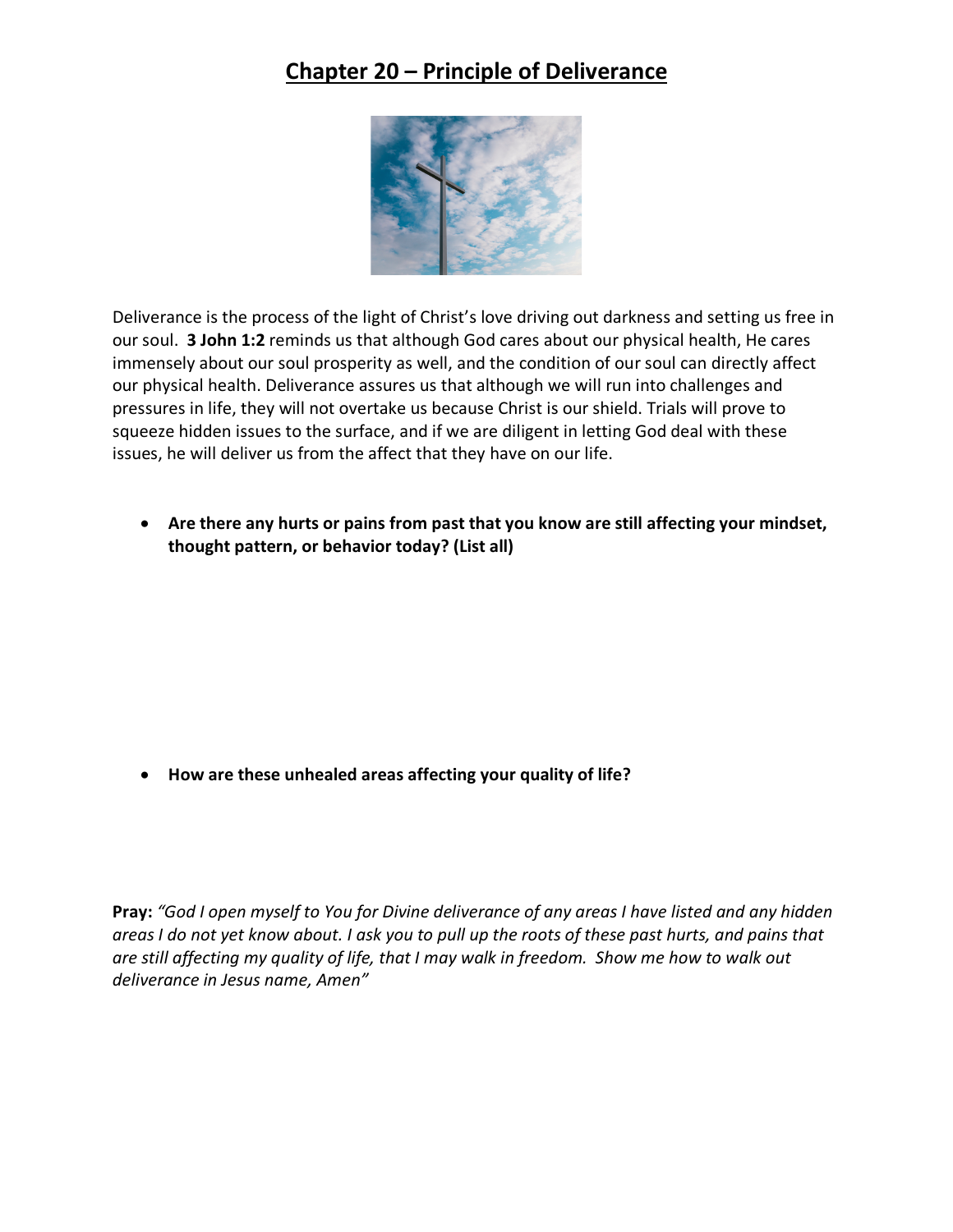# Chapter 20 – Principle of Deliverance

Deliverance is the process of the light of Christ's love driving out darkness and setting us free in our soul. **3 John 1:2** reminds us that although God cares about our physical health, He cares immensely about our soul prosperity as well, and the condition of our soul can directly affect our physical health. Deliverance assures us that although we will run into challenges and pressures in life, they will not overtake us because Christ is our shield. Trials will prove to squeeze hidden issues to the surface, and if we are diligent in letting God deal with these issues, he will deliver us from the affect that they have on our life.

- **Are there any hurts or pains from past that you know are still affecting your mindset, thought pattern, or behavior today? (List all)**

- **How are these unhealed areas affecting your quality of life?**

**Pray:** *"God I open myself to You for Divine deliverance of any areas I have listed and any hidden areas I do not yet know about. I ask you to pull up the roots of these past hurts, and pains that are still affecting my quality of life, that I may walk in freedom. Show me how to walk out deliverance in Jesus name, Amen"*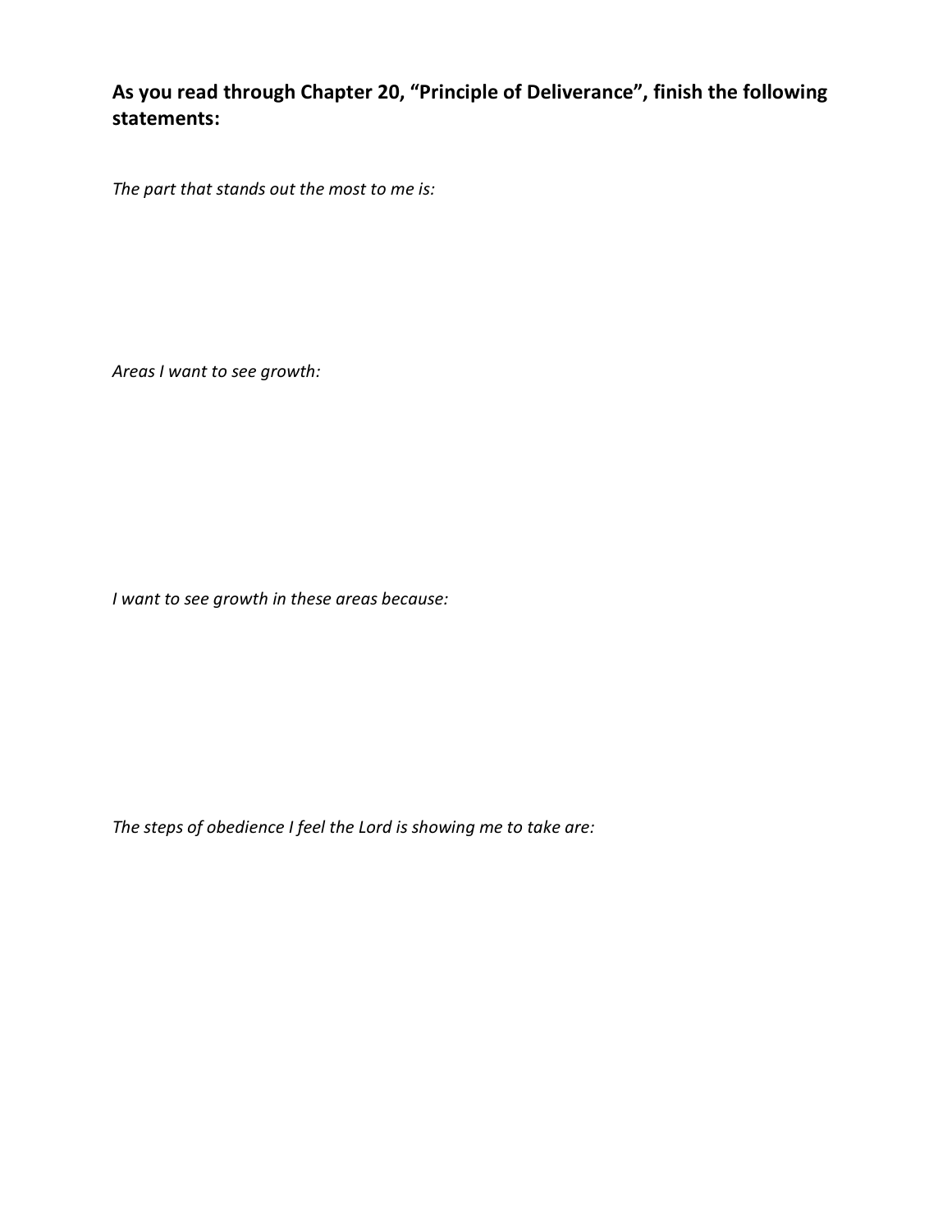**As you read through Chapter 20, "Principle of Deliverance", finish the following statements:**

*The part that stands out the most to me is:*

*Areas I want to see growth:*

*I want to see growth in these areas because:*

*The steps of obedience I feel the Lord is showing me to take are:*